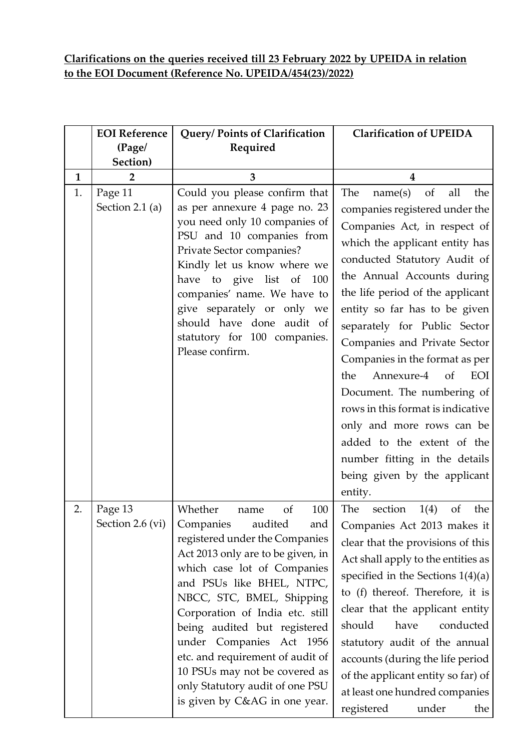**Clarifications on the queries received till 23 February 2022 by UPEIDA in relation to the EOI Document (Reference No. UPEIDA/454(23)/2022)**

| | EOI Reference (Page/ Section) | Query/ Points of Clarification Required | Clarification of UPEIDA |
|---|---|---|---|
| **1** | **2** | **3** | **4** |
| 1. | Page 11 Section 2.1 (a) | Could you please confirm that as per annexure 4 page no. 23 you need only 10 companies of PSU and 10 companies from Private Sector companies? Kindly let us know where we have to give list of 100 companies' name. We have to give separately or only we should have done audit of statutory for 100 companies. Please confirm. | The name(s) of all the companies registered under the Companies Act, in respect of which the applicant entity has conducted Statutory Audit of the Annual Accounts during the life period of the applicant entity so far has to be given separately for Public Sector Companies and Private Sector Companies in the format as per the Annexure-4 of EOI Document. The numbering of rows in this format is indicative only and more rows can be added to the extent of the number fitting in the details being given by the applicant entity. |
| 2. | Page 13 Section 2.6 (vi) | Whether name of 100 Companies audited and registered under the Companies Act 2013 only are to be given, in which case lot of Companies and PSUs like BHEL, NTPC, NBCC, STC, BMEL, Shipping Corporation of India etc. still being audited but registered under Companies Act 1956 etc. and requirement of audit of 10 PSUs may not be covered as only Statutory audit of one PSU is given by C&AG in one year. | The section 1(4) of the Companies Act 2013 makes it clear that the provisions of this Act shall apply to the entities as specified in the Sections 1(4)(a) to (f) thereof. Therefore, it is clear that the applicant entity should have conducted statutory audit of the annual accounts (during the life period of the applicant entity so far) of at least one hundred companies registered under the |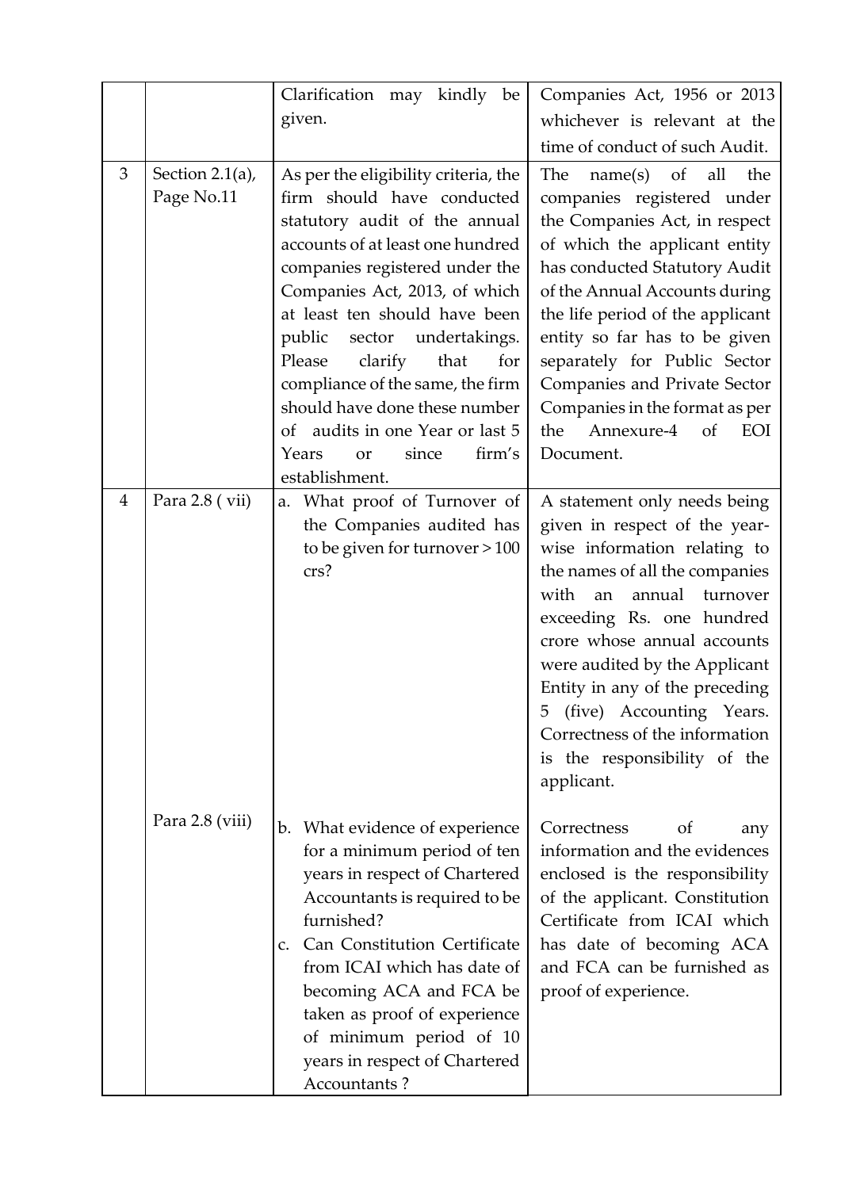| | | | |
|---|---|---|---|
| | | Clarification may kindly be given. | Companies Act, 1956 or 2013 whichever is relevant at the time of conduct of such Audit. |
| 3 | Section 2.1(a), Page No.11 | As per the eligibility criteria, the firm should have conducted statutory audit of the annual accounts of at least one hundred companies registered under the Companies Act, 2013, of which at least ten should have been public sector undertakings. Please clarify that for compliance of the same, the firm should have done these number of audits in one Year or last 5 Years or since firm's establishment. | The name(s) of all the companies registered under the Companies Act, in respect of which the applicant entity has conducted Statutory Audit of the Annual Accounts during the life period of the applicant entity so far has to be given separately for Public Sector Companies and Private Sector Companies in the format as per the Annexure-4 of EOI Document. |
| 4 | Para 2.8 ( vii) | a. What proof of Turnover of the Companies audited has to be given for turnover > 100 crs? | A statement only needs being given in respect of the year-wise information relating to the names of all the companies with an annual turnover exceeding Rs. one hundred crore whose annual accounts were audited by the Applicant Entity in any of the preceding 5 (five) Accounting Years. Correctness of the information is the responsibility of the applicant. |
| | Para 2.8 (viii) | b. What evidence of experience for a minimum period of ten years in respect of Chartered Accountants is required to be furnished?<br>c. Can Constitution Certificate from ICAI which has date of becoming ACA and FCA be taken as proof of experience of minimum period of 10 years in respect of Chartered Accountants ? | Correctness of any information and the evidences enclosed is the responsibility of the applicant. Constitution Certificate from ICAI which has date of becoming ACA and FCA can be furnished as proof of experience. |